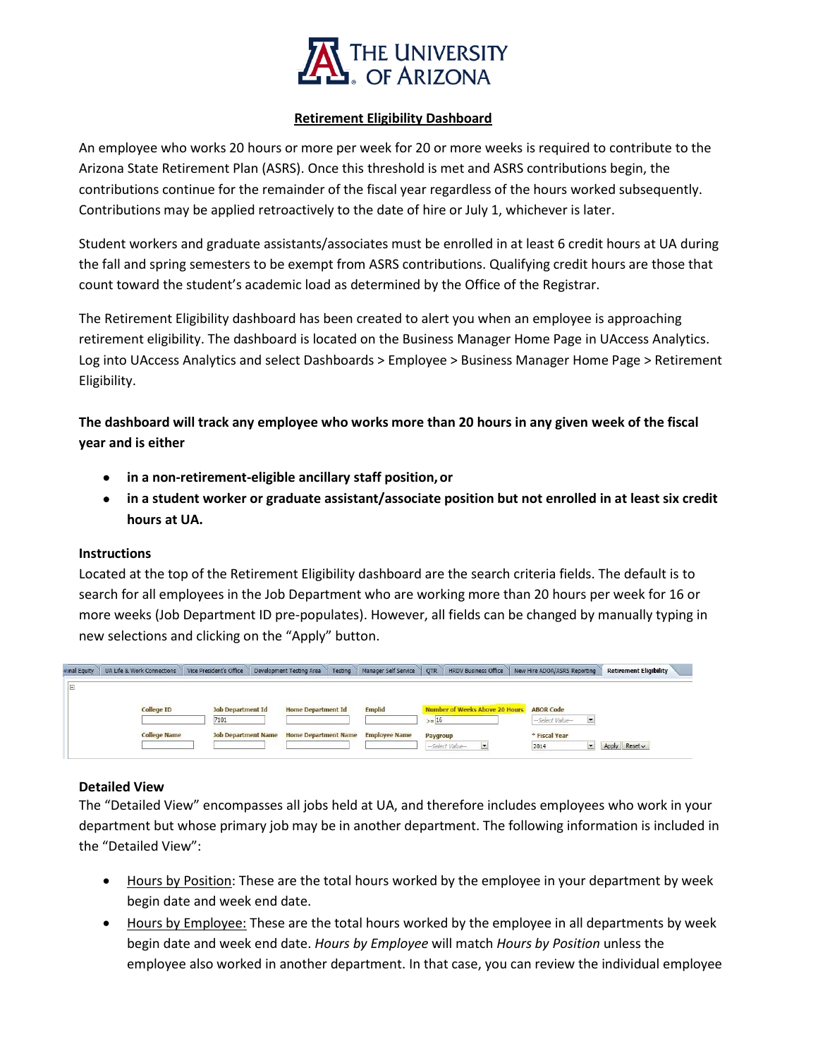## Retirement Eligibility Dashboard

An employee who works 20 hours or more per week for 20 or more weeks is required to contribute to the Arizona State Retirement Plan (ASRS). Once this threshold is met and ASRS contributions begin, the contributions continue for the remainder of the fiscal year regardless of the hours worked subsequently. Contributions may be applied retroactively to the date of hire or July 1, whichever is later.

Student workers and graduate assistants/associates must be enrolled in at least 6 credit hours at UA during the fall and spring semesters to be exempt from ASRS contributions. Qualifying credit hours are those that count toward the student's academic load as determined by the Office of the Registrar.

The Retirement Eligibility dashboard has been created to alert you when an employee is approaching retirement eligibility. The dashboard is located on the Business Manager Home Page in UAccess Analytics. Log into UAccess Analytics and select Dashboards > Employee > Business Manager Home Page > Retirement Eligibility.

**The dashboard will track any employee who works more than 20 hours in any given week of the fiscal year and is either**

- **in a non-retirement-eligible ancillary staff position, or**
- **in a student worker or graduate assistant/associate position but not enrolled in at least six credit hours at UA.**

### Instructions

Located at the top of the Retirement Eligibility dashboard are the search criteria fields. The default is to search for all employees in the Job Department who are working more than 20 hours per week for 16 or more weeks (Job Department ID pre-populates). However, all fields can be changed by manually typing in new selections and clicking on the "Apply" button.

### Detailed View

The "Detailed View" encompasses all jobs held at UA, and therefore includes employees who work in your department but whose primary job may be in another department. The following information is included in the "Detailed View":

- Hours by Position: These are the total hours worked by the employee in your department by week begin date and week end date.
- Hours by Employee: These are the total hours worked by the employee in all departments by week begin date and week end date. *Hours by Employee* will match *Hours by Position* unless the employee also worked in another department. In that case, you can review the individual employee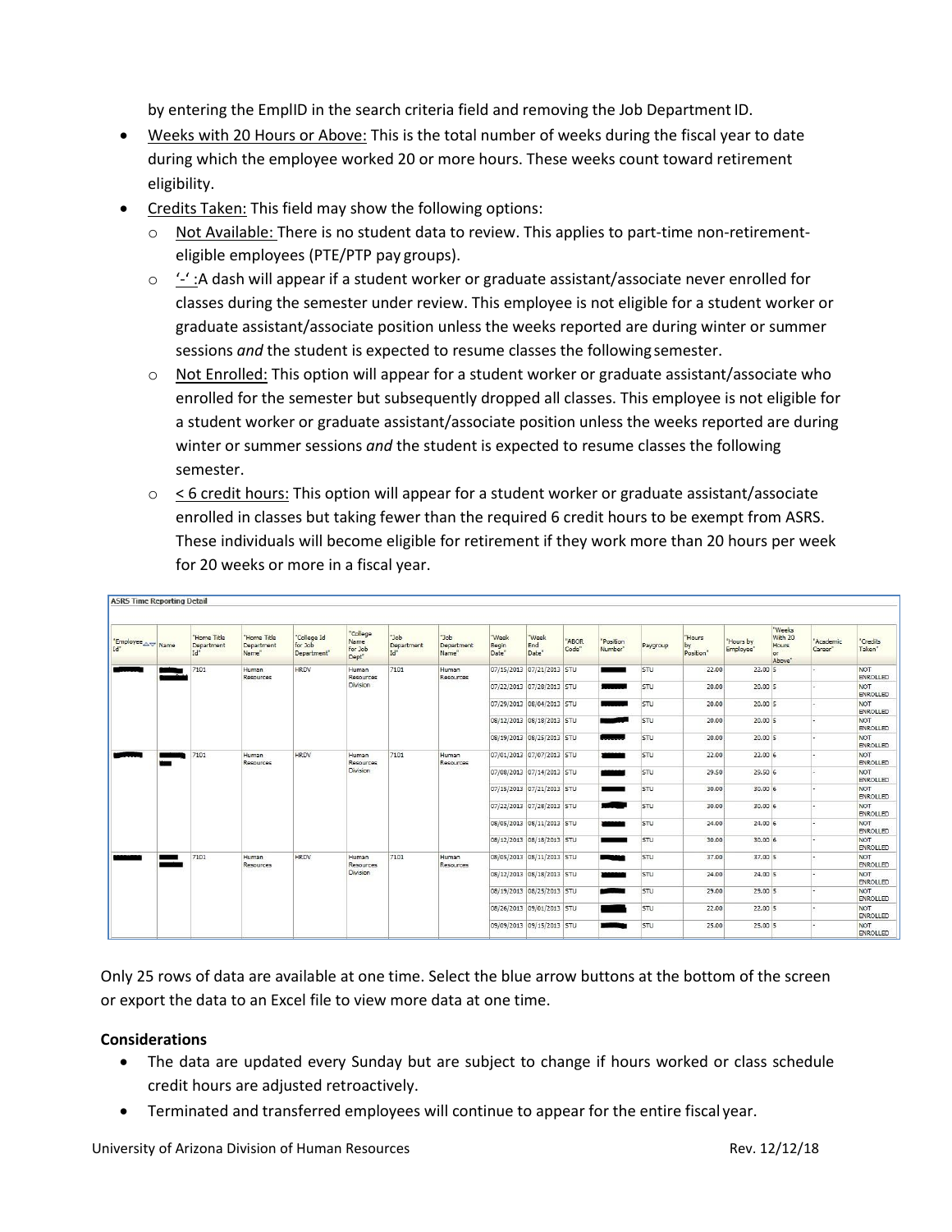by entering the EmplID in the search criteria field and removing the Job Department ID.

- Weeks with 20 Hours or Above: This is the total number of weeks during the fiscal year to date during which the employee worked 20 or more hours. These weeks count toward retirement eligibility.
- Credits Taken: This field may show the following options:
  - Not Available: There is no student data to review. This applies to part-time non-retirement-eligible employees (PTE/PTP pay groups).
  - '-' :A dash will appear if a student worker or graduate assistant/associate never enrolled for classes during the semester under review. This employee is not eligible for a student worker or graduate assistant/associate position unless the weeks reported are during winter or summer sessions *and* the student is expected to resume classes the following semester.
  - Not Enrolled: This option will appear for a student worker or graduate assistant/associate who enrolled for the semester but subsequently dropped all classes. This employee is not eligible for a student worker or graduate assistant/associate position unless the weeks reported are during winter or summer sessions *and* the student is expected to resume classes the following semester.
  - < 6 credit hours: This option will appear for a student worker or graduate assistant/associate enrolled in classes but taking fewer than the required 6 credit hours to be exempt from ASRS. These individuals will become eligible for retirement if they work more than 20 hours per week for 20 weeks or more in a fiscal year.

**ASRS Time Reporting Detail**

| "Employee Id" | Name | "Home Title Department Id" | "Home Title Department Name" | "College Id for Job Department" | "College Name for Job Dept" | "Job Department Id" | "Job Department Name" | "Week Begin Date" | "Week End Date" | "ABOR Code" | "Position Number" | Paygroup | "Hours by Position" | "Hours by Employee" | "Weeks With 20 Hours or Above" | "Academic Career" | "Credits Taken" |
|---|---|---|---|---|---|---|---|---|---|---|---|---|---|---|---|---|---|
| | | 7101 | Human Resources | HRDV | Human Resources Division | 7101 | Human Resources | 07/15/2013 | 07/21/2013 | STU | | STU | 22.00 | 22.00 | 5 | - | NOT ENROLLED |
| | | | | | | | | 07/22/2013 | 07/28/2013 | STU | | STU | 20.00 | 20.00 | 5 | - | NOT ENROLLED |
| | | | | | | | | 07/29/2013 | 08/04/2013 | STU | | STU | 20.00 | 20.00 | 5 | - | NOT ENROLLED |
| | | | | | | | | 08/12/2013 | 08/18/2013 | STU | | STU | 20.00 | 20.00 | 5 | - | NOT ENROLLED |
| | | | | | | | | 08/19/2013 | 08/25/2013 | STU | | STU | 20.00 | 20.00 | 5 | - | NOT ENROLLED |
| | | 7101 | Human Resources | HRDV | Human Resources Division | 7101 | Human Resources | 07/01/2013 | 07/07/2013 | STU | | STU | 22.00 | 22.00 | 6 | - | NOT ENROLLED |
| | | | | | | | | 07/08/2013 | 07/14/2013 | STU | | STU | 29.50 | 29.50 | 6 | - | NOT ENROLLED |
| | | | | | | | | 07/15/2013 | 07/21/2013 | STU | | STU | 30.00 | 30.00 | 6 | - | NOT ENROLLED |
| | | | | | | | | 07/22/2013 | 07/28/2013 | STU | | STU | 30.00 | 30.00 | 6 | - | NOT ENROLLED |
| | | | | | | | | 08/05/2013 | 08/11/2013 | STU | | STU | 24.00 | 24.00 | 6 | - | NOT ENROLLED |
| | | | | | | | | 08/12/2013 | 08/18/2013 | STU | | STU | 30.00 | 30.00 | 6 | - | NOT ENROLLED |
| | | 7101 | Human Resources | HRDV | Human Resources Division | 7101 | Human Resources | 08/05/2013 | 08/11/2013 | STU | | STU | 37.00 | 37.00 | 5 | - | NOT ENROLLED |
| | | | | | | | | 08/12/2013 | 08/18/2013 | STU | | STU | 24.00 | 24.00 | 5 | - | NOT ENROLLED |
| | | | | | | | | 08/19/2013 | 08/25/2013 | STU | | STU | 29.00 | 29.00 | 5 | - | NOT ENROLLED |
| | | | | | | | | 08/26/2013 | 09/01/2013 | STU | | STU | 22.00 | 22.00 | 5 | - | NOT ENROLLED |
| | | | | | | | | 09/09/2013 | 09/15/2013 | STU | | STU | 25.00 | 25.00 | 5 | - | NOT ENROLLED |

Only 25 rows of data are available at one time. Select the blue arrow buttons at the bottom of the screen or export the data to an Excel file to view more data at one time.

**Considerations**

- The data are updated every Sunday but are subject to change if hours worked or class schedule credit hours are adjusted retroactively.
- Terminated and transferred employees will continue to appear for the entire fiscal year.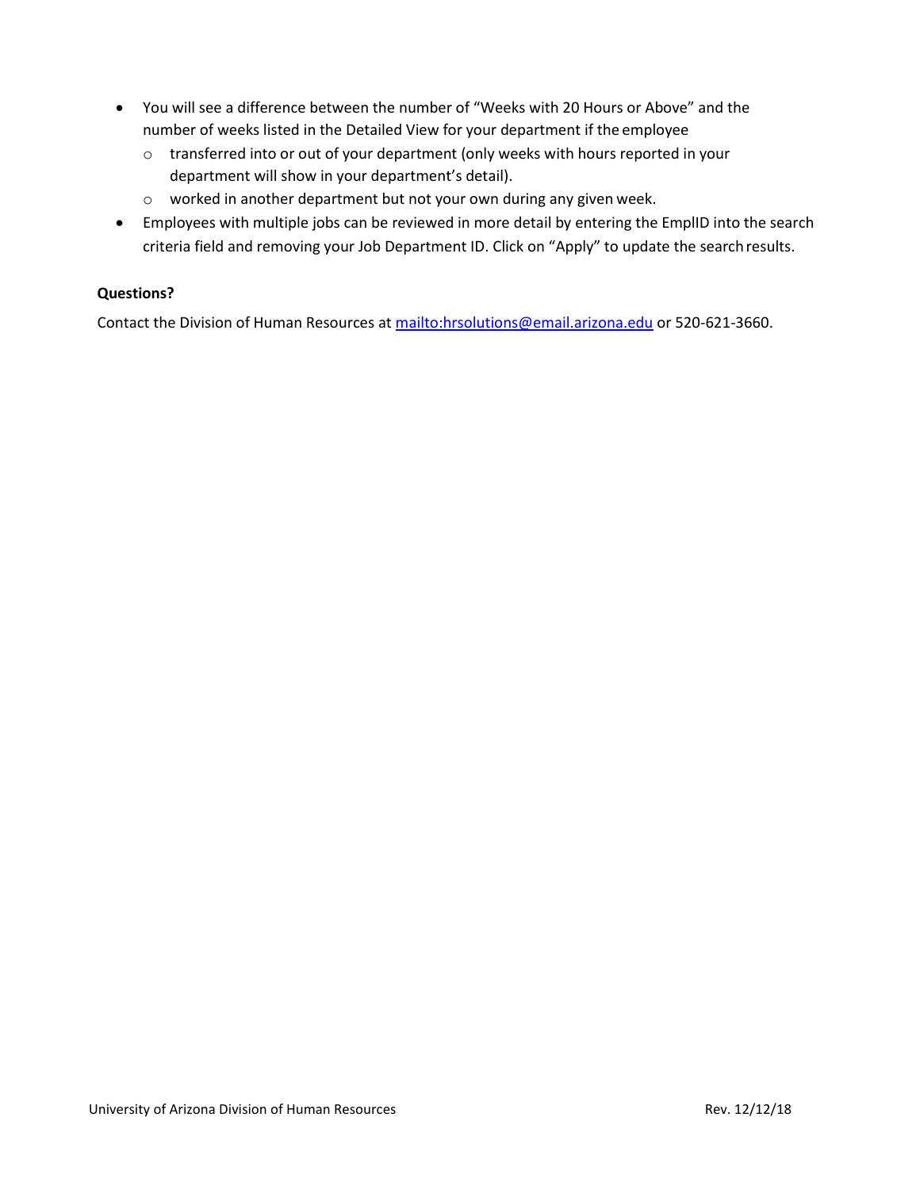- You will see a difference between the number of "Weeks with 20 Hours or Above" and the number of weeks listed in the Detailed View for your department if the employee
  - transferred into or out of your department (only weeks with hours reported in your department will show in your department's detail).
  - worked in another department but not your own during any given week.
- Employees with multiple jobs can be reviewed in more detail by entering the EmplID into the search criteria field and removing your Job Department ID. Click on "Apply" to update the search results.

**Questions?**

Contact the Division of Human Resources at [mailto:hrsolutions@email.arizona.edu](mailto:hrsolutions@email.arizona.edu) or 520-621-3660.